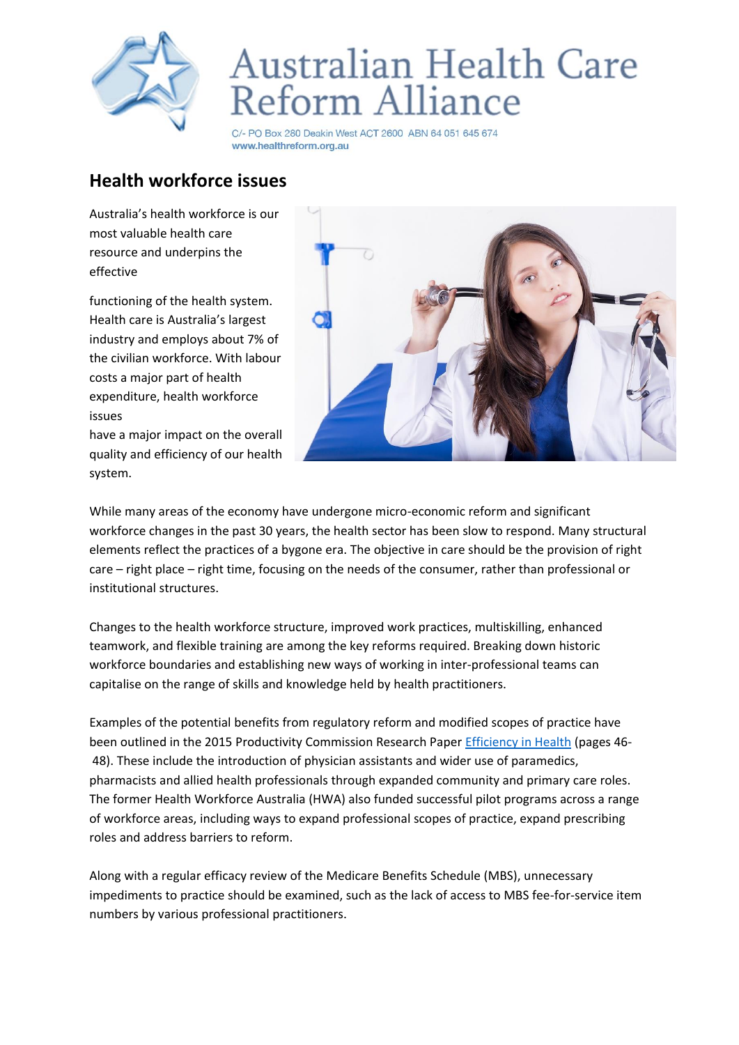# Australian Health Care Reform Alliance

C/- PO Box 280 Deakin West ACT 2600 ABN 64 051 645 674
www.healthreform.org.au

## Health workforce issues

Australia's health workforce is our most valuable health care resource and underpins the effective functioning of the health system. Health care is Australia's largest industry and employs about 7% of the civilian workforce. With labour costs a major part of health expenditure, health workforce issues have a major impact on the overall quality and efficiency of our health system.

While many areas of the economy have undergone micro-economic reform and significant workforce changes in the past 30 years, the health sector has been slow to respond. Many structural elements reflect the practices of a bygone era. The objective in care should be the provision of right care – right place – right time, focusing on the needs of the consumer, rather than professional or institutional structures.

Changes to the health workforce structure, improved work practices, multiskilling, enhanced teamwork, and flexible training are among the key reforms required. Breaking down historic workforce boundaries and establishing new ways of working in inter-professional teams can capitalise on the range of skills and knowledge held by health practitioners.

Examples of the potential benefits from regulatory reform and modified scopes of practice have been outlined in the 2015 Productivity Commission Research Paper Efficiency in Health (pages 46-48). These include the introduction of physician assistants and wider use of paramedics, pharmacists and allied health professionals through expanded community and primary care roles. The former Health Workforce Australia (HWA) also funded successful pilot programs across a range of workforce areas, including ways to expand professional scopes of practice, expand prescribing roles and address barriers to reform.

Along with a regular efficacy review of the Medicare Benefits Schedule (MBS), unnecessary impediments to practice should be examined, such as the lack of access to MBS fee-for-service item numbers by various professional practitioners.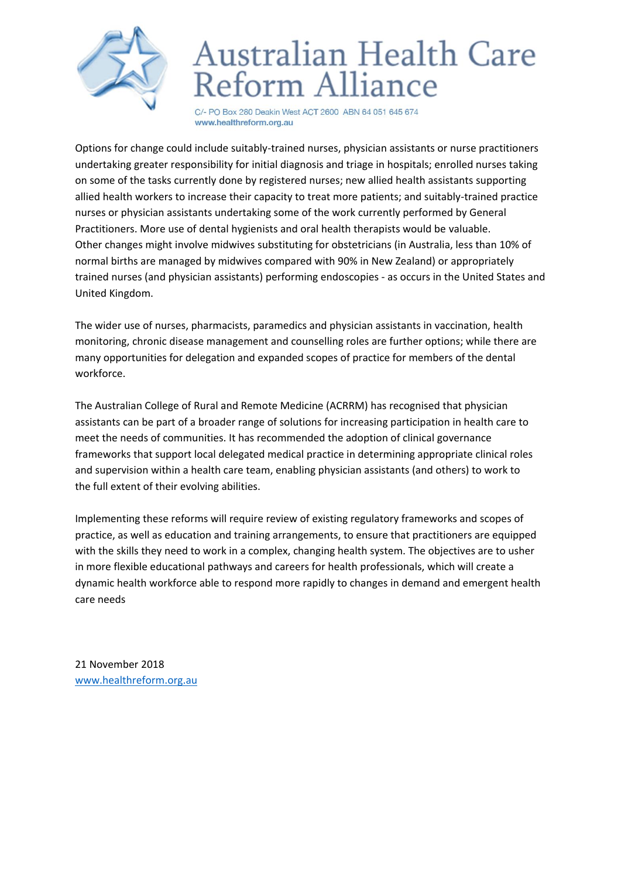Options for change could include suitably-trained nurses, physician assistants or nurse practitioners undertaking greater responsibility for initial diagnosis and triage in hospitals; enrolled nurses taking on some of the tasks currently done by registered nurses; new allied health assistants supporting allied health workers to increase their capacity to treat more patients; and suitably-trained practice nurses or physician assistants undertaking some of the work currently performed by General Practitioners. More use of dental hygienists and oral health therapists would be valuable.
Other changes might involve midwives substituting for obstetricians (in Australia, less than 10% of normal births are managed by midwives compared with 90% in New Zealand) or appropriately trained nurses (and physician assistants) performing endoscopies - as occurs in the United States and United Kingdom.

The wider use of nurses, pharmacists, paramedics and physician assistants in vaccination, health monitoring, chronic disease management and counselling roles are further options; while there are many opportunities for delegation and expanded scopes of practice for members of the dental workforce.

The Australian College of Rural and Remote Medicine (ACRRM) has recognised that physician assistants can be part of a broader range of solutions for increasing participation in health care to meet the needs of communities. It has recommended the adoption of clinical governance frameworks that support local delegated medical practice in determining appropriate clinical roles and supervision within a health care team, enabling physician assistants (and others) to work to the full extent of their evolving abilities.

Implementing these reforms will require review of existing regulatory frameworks and scopes of practice, as well as education and training arrangements, to ensure that practitioners are equipped with the skills they need to work in a complex, changing health system. The objectives are to usher in more flexible educational pathways and careers for health professionals, which will create a dynamic health workforce able to respond more rapidly to changes in demand and emergent health care needs

21 November 2018
www.healthreform.org.au